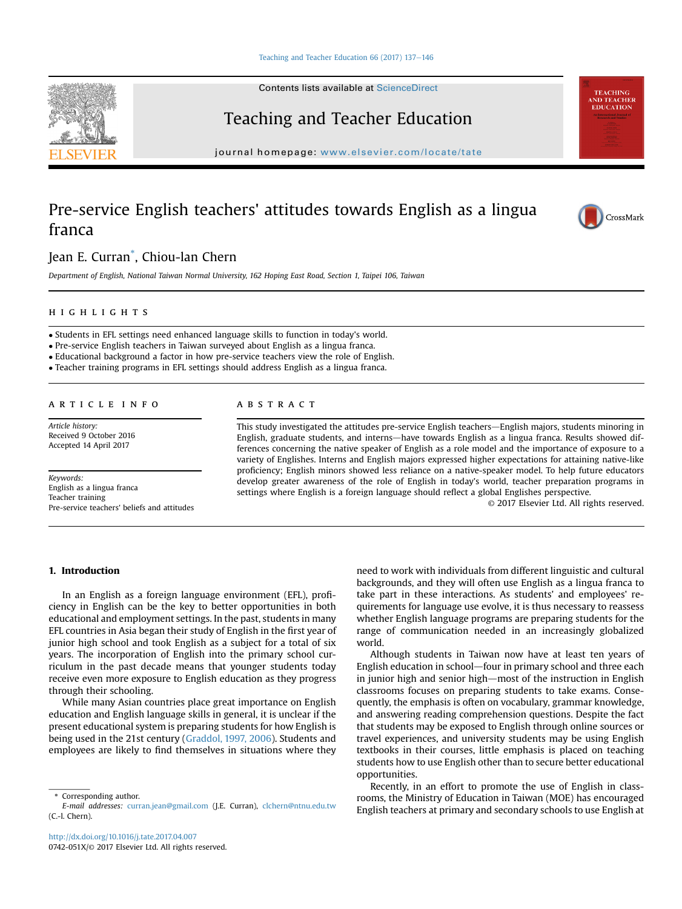# Pre-service English teachers' attitudes towards English as a lingua franca

Jean E. Curran*, Chiou-lan Chern

*Department of English, National Taiwan Normal University, 162 Hoping East Road, Section 1, Taipei 106, Taiwan*

## HIGHLIGHTS

- Students in EFL settings need enhanced language skills to function in today's world.
- Pre-service English teachers in Taiwan surveyed about English as a lingua franca.
- Educational background a factor in how pre-service teachers view the role of English.
- Teacher training programs in EFL settings should address English as a lingua franca.

## ARTICLE INFO

*Article history:*
Received 9 October 2016
Accepted 14 April 2017

*Keywords:*
English as a lingua franca
Teacher training
Pre-service teachers' beliefs and attitudes

## ABSTRACT

This study investigated the attitudes pre-service English teachers—English majors, students minoring in English, graduate students, and interns—have towards English as a lingua franca. Results showed differences concerning the native speaker of English as a role model and the importance of exposure to a variety of Englishes. Interns and English majors expressed higher expectations for attaining native-like proficiency; English minors showed less reliance on a native-speaker model. To help future educators develop greater awareness of the role of English in today's world, teacher preparation programs in settings where English is a foreign language should reflect a global Englishes perspective.

© 2017 Elsevier Ltd. All rights reserved.

## 1. Introduction

In an English as a foreign language environment (EFL), proficiency in English can be the key to better opportunities in both educational and employment settings. In the past, students in many EFL countries in Asia began their study of English in the first year of junior high school and took English as a subject for a total of six years. The incorporation of English into the primary school curriculum in the past decade means that younger students today receive even more exposure to English education as they progress through their schooling.

While many Asian countries place great importance on English education and English language skills in general, it is unclear if the present educational system is preparing students for how English is being used in the 21st century (Graddol, 1997, 2006). Students and employees are likely to find themselves in situations where they need to work with individuals from different linguistic and cultural backgrounds, and they will often use English as a lingua franca to take part in these interactions. As students' and employees' requirements for language use evolve, it is thus necessary to reassess whether English language programs are preparing students for the range of communication needed in an increasingly globalized world.

Although students in Taiwan now have at least ten years of English education in school—four in primary school and three each in junior high and senior high—most of the instruction in English classrooms focuses on preparing students to take exams. Consequently, the emphasis is often on vocabulary, grammar knowledge, and answering reading comprehension questions. Despite the fact that students may be exposed to English through online sources or travel experiences, and university students may be using English textbooks in their courses, little emphasis is placed on teaching students how to use English other than to secure better educational opportunities.

Recently, in an effort to promote the use of English in classrooms, the Ministry of Education in Taiwan (MOE) has encouraged English teachers at primary and secondary schools to use English at

---

\* Corresponding author.
*E-mail addresses:* curran.jean@gmail.com (J.E. Curran), clchern@ntnu.edu.tw (C.-l. Chern).

http://dx.doi.org/10.1016/j.tate.2017.04.007
0742-051X/© 2017 Elsevier Ltd. All rights reserved.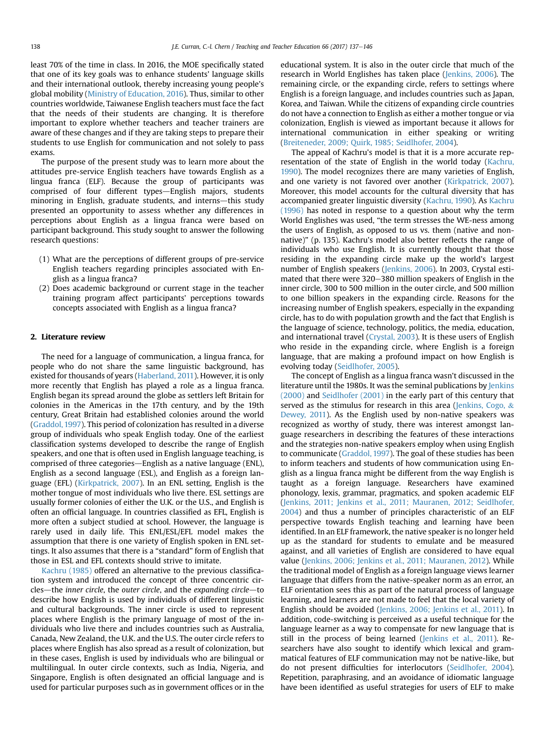least 70% of the time in class. In 2016, the MOE specifically stated that one of its key goals was to enhance students' language skills and their international outlook, thereby increasing young people's global mobility (Ministry of Education, 2016). Thus, similar to other countries worldwide, Taiwanese English teachers must face the fact that the needs of their students are changing. It is therefore important to explore whether teachers and teacher trainers are aware of these changes and if they are taking steps to prepare their students to use English for communication and not solely to pass exams.

The purpose of the present study was to learn more about the attitudes pre-service English teachers have towards English as a lingua franca (ELF). Because the group of participants was comprised of four different types—English majors, students minoring in English, graduate students, and interns—this study presented an opportunity to assess whether any differences in perceptions about English as a lingua franca were based on participant background. This study sought to answer the following research questions:

(1) What are the perceptions of different groups of pre-service English teachers regarding principles associated with English as a lingua franca?
(2) Does academic background or current stage in the teacher training program affect participants' perceptions towards concepts associated with English as a lingua franca?

## 2. Literature review

The need for a language of communication, a lingua franca, for people who do not share the same linguistic background, has existed for thousands of years (Haberland, 2011). However, it is only more recently that English has played a role as a lingua franca. English began its spread around the globe as settlers left Britain for colonies in the Americas in the 17th century, and by the 19th century, Great Britain had established colonies around the world (Graddol, 1997). This period of colonization has resulted in a diverse group of individuals who speak English today. One of the earliest classification systems developed to describe the range of English speakers, and one that is often used in English language teaching, is comprised of three categories—English as a native language (ENL), English as a second language (ESL), and English as a foreign language (EFL) (Kirkpatrick, 2007). In an ENL setting, English is the mother tongue of most individuals who live there. ESL settings are usually former colonies of either the U.K. or the U.S., and English is often an official language. In countries classified as EFL, English is more often a subject studied at school. However, the language is rarely used in daily life. This ENL/ESL/EFL model makes the assumption that there is one variety of English spoken in ENL settings. It also assumes that there is a "standard" form of English that those in ESL and EFL contexts should strive to imitate.

Kachru (1985) offered an alternative to the previous classification system and introduced the concept of three concentric circles—the *inner circle*, the *outer circle*, and the *expanding circle*—to describe how English is used by individuals of different linguistic and cultural backgrounds. The inner circle is used to represent places where English is the primary language of most of the individuals who live there and includes countries such as Australia, Canada, New Zealand, the U.K. and the U.S. The outer circle refers to places where English has also spread as a result of colonization, but in these cases, English is used by individuals who are bilingual or multilingual. In outer circle contexts, such as India, Nigeria, and Singapore, English is often designated an official language and is used for particular purposes such as in government offices or in the educational system. It is also in the outer circle that much of the research in World Englishes has taken place (Jenkins, 2006). The remaining circle, or the expanding circle, refers to settings where English is a foreign language, and includes countries such as Japan, Korea, and Taiwan. While the citizens of expanding circle countries do not have a connection to English as either a mother tongue or via colonization, English is viewed as important because it allows for international communication in either speaking or writing (Breiteneder, 2009; Quirk, 1985; Seidlhofer, 2004).

The appeal of Kachru's model is that it is a more accurate representation of the state of English in the world today (Kachru, 1990). The model recognizes there are many varieties of English, and one variety is not favored over another (Kirkpatrick, 2007). Moreover, this model accounts for the cultural diversity that has accompanied greater linguistic diversity (Kachru, 1990). As Kachru (1996) has noted in response to a question about why the term World Englishes was used, "the term stresses the WE-ness among the users of English, as opposed to us vs. them (native and non-native)" (p. 135). Kachru's model also better reflects the range of individuals who use English. It is currently thought that those residing in the expanding circle make up the world's largest number of English speakers (Jenkins, 2006). In 2003, Crystal estimated that there were 320–380 million speakers of English in the inner circle, 300 to 500 million in the outer circle, and 500 million to one billion speakers in the expanding circle. Reasons for the increasing number of English speakers, especially in the expanding circle, has to do with population growth and the fact that English is the language of science, technology, politics, the media, education, and international travel (Crystal, 2003). It is these users of English who reside in the expanding circle, where English is a foreign language, that are making a profound impact on how English is evolving today (Seidlhofer, 2005).

The concept of English as a lingua franca wasn't discussed in the literature until the 1980s. It was the seminal publications by Jenkins (2000) and Seidlhofer (2001) in the early part of this century that served as the stimulus for research in this area (Jenkins, Cogo, & Dewey, 2011). As the English used by non-native speakers was recognized as worthy of study, there was interest amongst language researchers in describing the features of these interactions and the strategies non-native speakers employ when using English to communicate (Graddol, 1997). The goal of these studies has been to inform teachers and students of how communication using English as a lingua franca might be different from the way English is taught as a foreign language. Researchers have examined phonology, lexis, grammar, pragmatics, and spoken academic ELF (Jenkins, 2011; Jenkins et al., 2011; Mauranen, 2012; Seidlhofer, 2004) and thus a number of principles characteristic of an ELF perspective towards English teaching and learning have been identified. In an ELF framework, the native speaker is no longer held up as the standard for students to emulate and be measured against, and all varieties of English are considered to have equal value (Jenkins, 2006; Jenkins et al., 2011; Mauranen, 2012). While the traditional model of English as a foreign language views learner language that differs from the native-speaker norm as an error, an ELF orientation sees this as part of the natural process of language learning, and learners are not made to feel that the local variety of English should be avoided (Jenkins, 2006; Jenkins et al., 2011). In addition, code-switching is perceived as a useful technique for the language learner as a way to compensate for new language that is still in the process of being learned (Jenkins et al., 2011). Researchers have also sought to identify which lexical and grammatical features of ELF communication may not be native-like, but do not present difficulties for interlocutors (Seidlhofer, 2004). Repetition, paraphrasing, and an avoidance of idiomatic language have been identified as useful strategies for users of ELF to make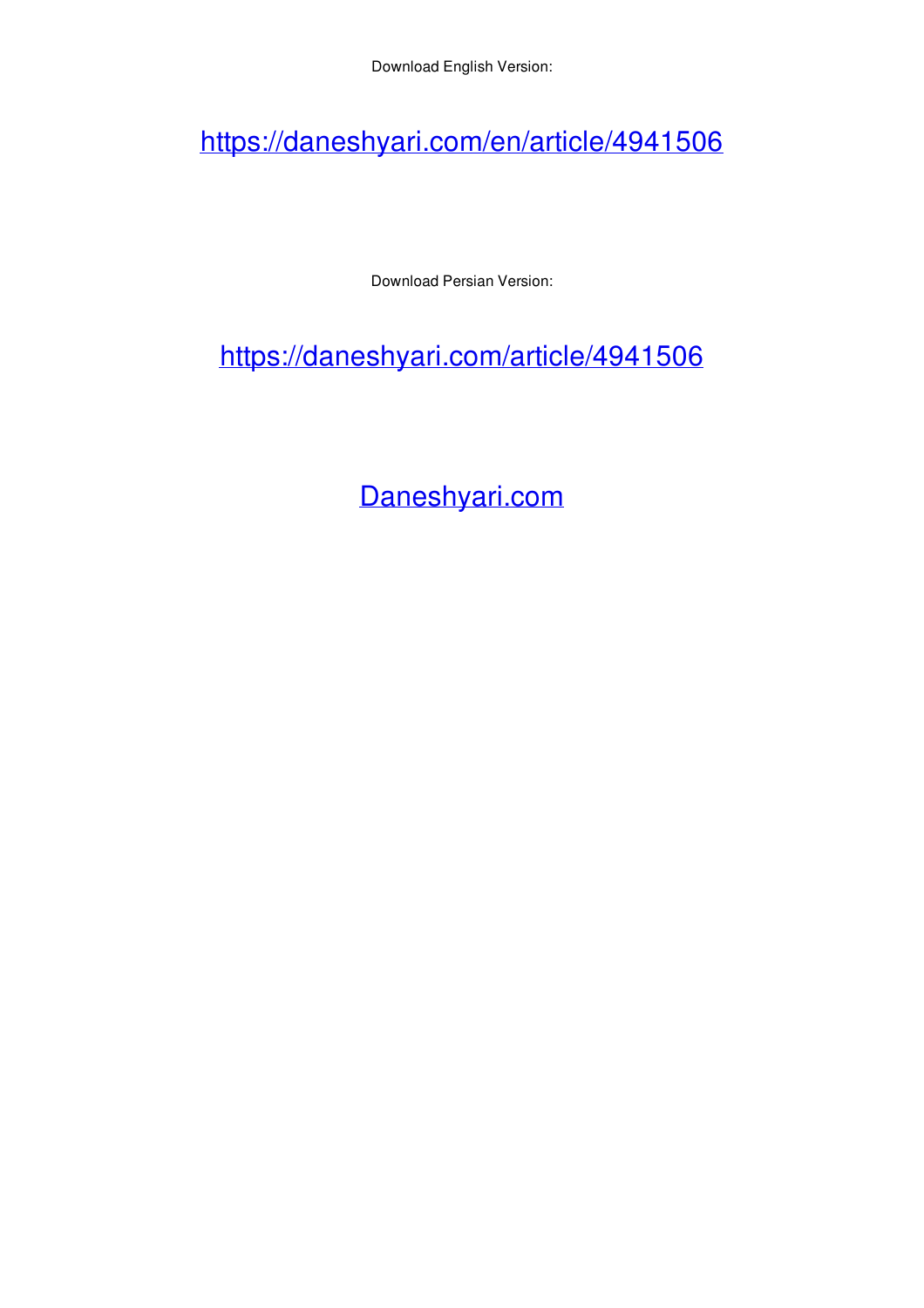Download English Version:

https://daneshyari.com/en/article/4941506

Download Persian Version:

https://daneshyari.com/article/4941506

Daneshyari.com